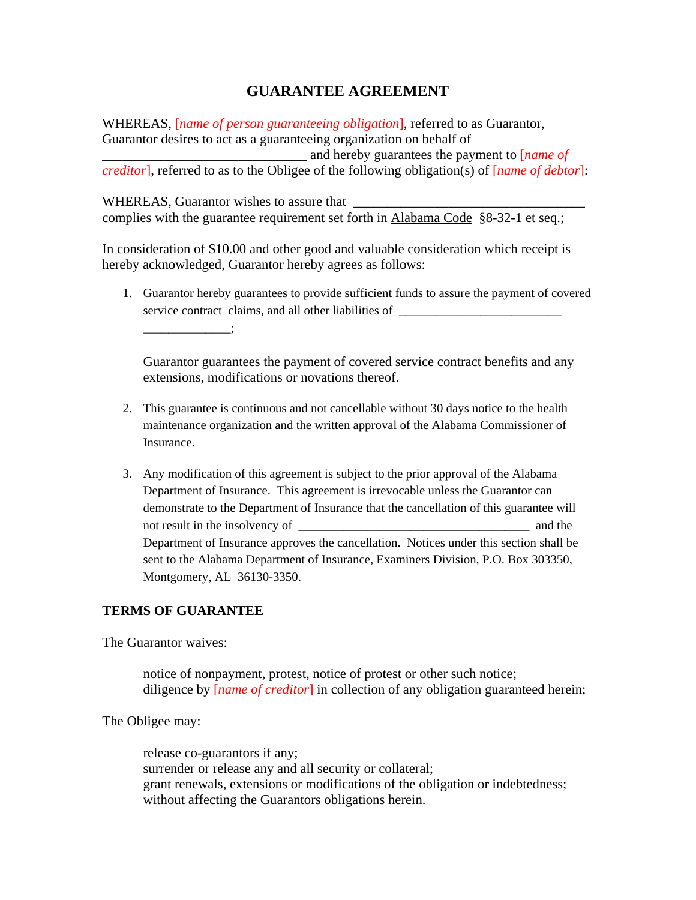# GUARANTEE AGREEMENT

WHEREAS, [name of person guaranteeing obligation], referred to as Guarantor, Guarantor desires to act as a guaranteeing organization on behalf of ______________________________ and hereby guarantees the payment to [name of creditor], referred to as to the Obligee of the following obligation(s) of [name of debtor]:

WHEREAS, Guarantor wishes to assure that ___________________________________ complies with the guarantee requirement set forth in Alabama Code §8-32-1 et seq.;

In consideration of $10.00 and other good and valuable consideration which receipt is hereby acknowledged, Guarantor hereby agrees as follows:

1. Guarantor hereby guarantees to provide sufficient funds to assure the payment of covered service contract claims, and all other liabilities of __________________________ ______________;

   Guarantor guarantees the payment of covered service contract benefits and any extensions, modifications or novations thereof.

2. This guarantee is continuous and not cancellable without 30 days notice to the health maintenance organization and the written approval of the Alabama Commissioner of Insurance.

3. Any modification of this agreement is subject to the prior approval of the Alabama Department of Insurance. This agreement is irrevocable unless the Guarantor can demonstrate to the Department of Insurance that the cancellation of this guarantee will not result in the insolvency of _____________________________________ and the Department of Insurance approves the cancellation. Notices under this section shall be sent to the Alabama Department of Insurance, Examiners Division, P.O. Box 303350, Montgomery, AL 36130-3350.

**TERMS OF GUARANTEE**

The Guarantor waives:

> notice of nonpayment, protest, notice of protest or other such notice;
> diligence by [name of creditor] in collection of any obligation guaranteed herein;

The Obligee may:

> release co-guarantors if any;
> surrender or release any and all security or collateral;
> grant renewals, extensions or modifications of the obligation or indebtedness;
> without affecting the Guarantors obligations herein.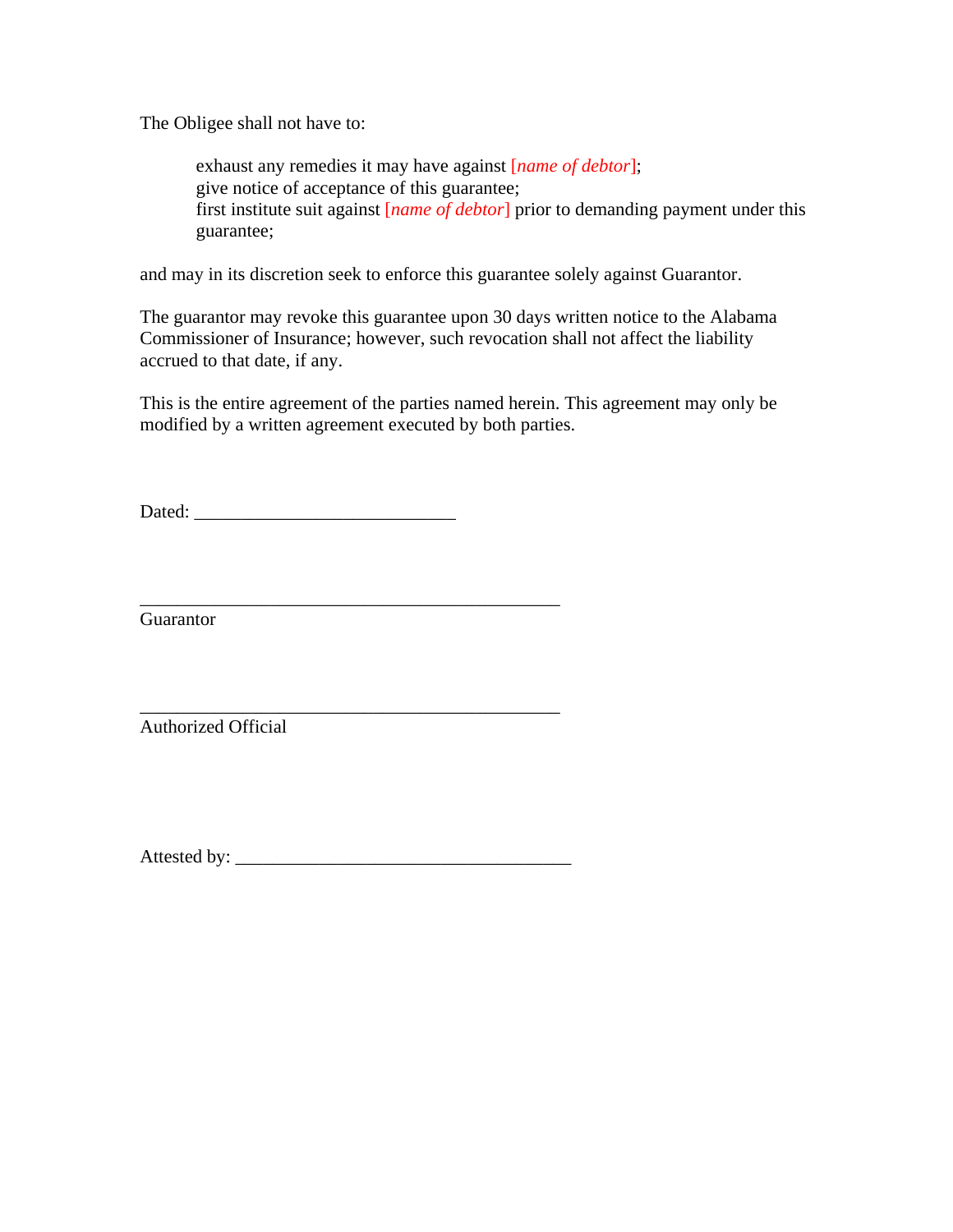The Obligee shall not have to:

> exhaust any remedies it may have against [*name of debtor*];
> give notice of acceptance of this guarantee;
> first institute suit against [*name of debtor*] prior to demanding payment under this guarantee;

and may in its discretion seek to enforce this guarantee solely against Guarantor.

The guarantor may revoke this guarantee upon 30 days written notice to the Alabama Commissioner of Insurance; however, such revocation shall not affect the liability accrued to that date, if any.

This is the entire agreement of the parties named herein. This agreement may only be modified by a written agreement executed by both parties.

Dated: ____________________________

_____________________________________________
Guarantor

_____________________________________________
Authorized Official

Attested by: ____________________________________